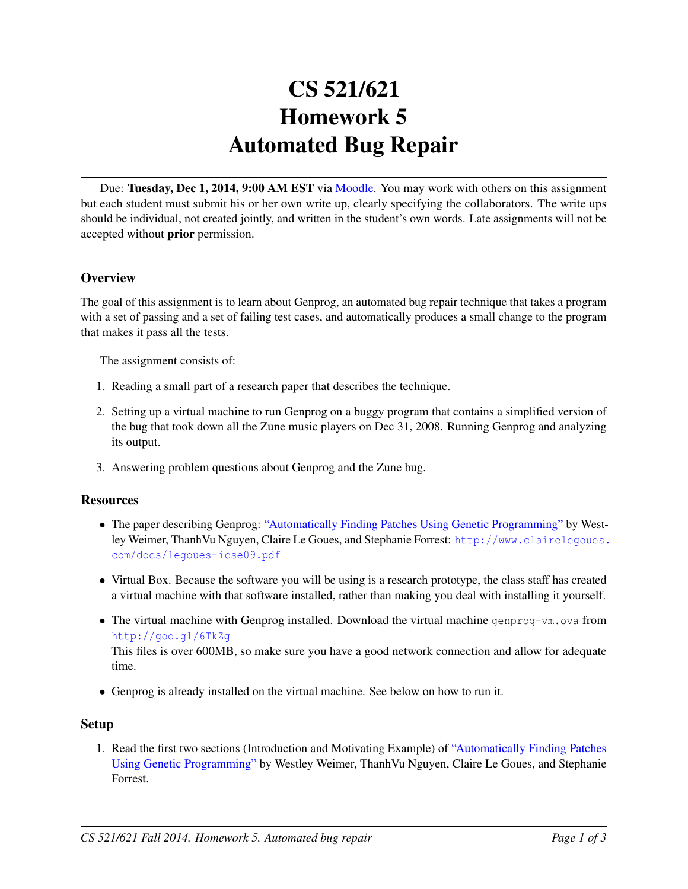# CS 521/621
# Homework 5
# Automated Bug Repair

Due: **Tuesday, Dec 1, 2014, 9:00 AM EST** via Moodle. You may work with others on this assignment but each student must submit his or her own write up, clearly specifying the collaborators. The write ups should be individual, not created jointly, and written in the student's own words. Late assignments will not be accepted without **prior** permission.

### Overview

The goal of this assignment is to learn about Genprog, an automated bug repair technique that takes a program with a set of passing and a set of failing test cases, and automatically produces a small change to the program that makes it pass all the tests.

The assignment consists of:

1. Reading a small part of a research paper that describes the technique.
2. Setting up a virtual machine to run Genprog on a buggy program that contains a simplified version of the bug that took down all the Zune music players on Dec 31, 2008. Running Genprog and analyzing its output.
3. Answering problem questions about Genprog and the Zune bug.

### Resources

- The paper describing Genprog: "Automatically Finding Patches Using Genetic Programming" by Westley Weimer, ThanhVu Nguyen, Claire Le Goues, and Stephanie Forrest: `http://www.clairelegoues.com/docs/legoues-icse09.pdf`
- Virtual Box. Because the software you will be using is a research prototype, the class staff has created a virtual machine with that software installed, rather than making you deal with installing it yourself.
- The virtual machine with Genprog installed. Download the virtual machine `genprog-vm.ova` from `http://goo.gl/6TkZg`
  This files is over 600MB, so make sure you have a good network connection and allow for adequate time.
- Genprog is already installed on the virtual machine. See below on how to run it.

### Setup

1. Read the first two sections (Introduction and Motivating Example) of "Automatically Finding Patches Using Genetic Programming" by Westley Weimer, ThanhVu Nguyen, Claire Le Goues, and Stephanie Forrest.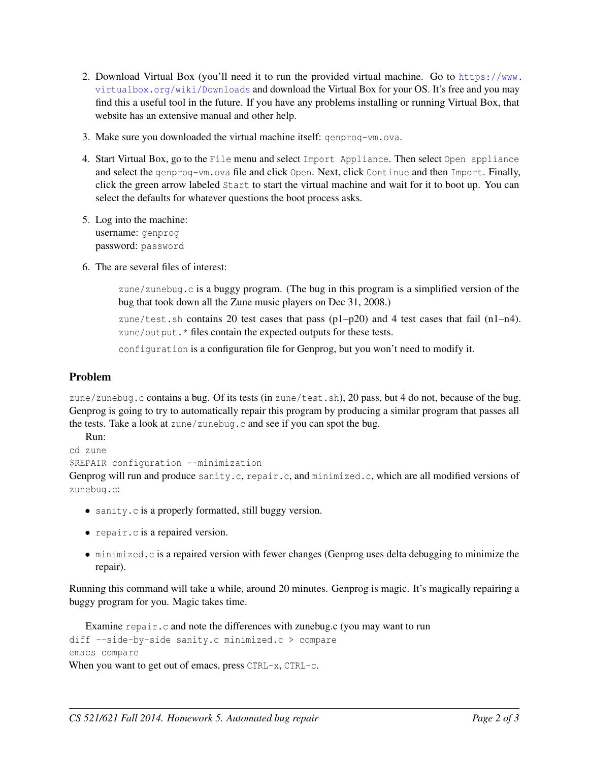2. Download Virtual Box (you'll need it to run the provided virtual machine. Go to https://www.virtualbox.org/wiki/Downloads and download the Virtual Box for your OS. It's free and you may find this a useful tool in the future. If you have any problems installing or running Virtual Box, that website has an extensive manual and other help.

3. Make sure you downloaded the virtual machine itself: `genprog-vm.ova`.

4. Start Virtual Box, go to the `File` menu and select `Import Appliance`. Then select `Open appliance` and select the `genprog-vm.ova` file and click `Open`. Next, click `Continue` and then `Import`. Finally, click the green arrow labeled `Start` to start the virtual machine and wait for it to boot up. You can select the defaults for whatever questions the boot process asks.

5. Log into the machine:
   username: `genprog`
   password: `password`

6. The are several files of interest:

   `zune/zunebug.c` is a buggy program. (The bug in this program is a simplified version of the bug that took down all the Zune music players on Dec 31, 2008.)

   `zune/test.sh` contains 20 test cases that pass (p1–p20) and 4 test cases that fail (n1–n4). `zune/output.*` files contain the expected outputs for these tests.

   `configuration` is a configuration file for Genprog, but you won't need to modify it.

## Problem

`zune/zunebug.c` contains a bug. Of its tests (in `zune/test.sh`), 20 pass, but 4 do not, because of the bug. Genprog is going to try to automatically repair this program by producing a similar program that passes all the tests. Take a look at `zune/zunebug.c` and see if you can spot the bug.

Run:

```
cd zune
$REPAIR configuration --minimization
```

Genprog will run and produce `sanity.c`, `repair.c`, and `minimized.c`, which are all modified versions of `zunebug.c`:

- `sanity.c` is a properly formatted, still buggy version.
- `repair.c` is a repaired version.
- `minimized.c` is a repaired version with fewer changes (Genprog uses delta debugging to minimize the repair).

Running this command will take a while, around 20 minutes. Genprog is magic. It's magically repairing a buggy program for you. Magic takes time.

Examine `repair.c` and note the differences with zunebug.c (you may want to run

```
diff --side-by-side sanity.c minimized.c > compare
emacs compare
```

When you want to get out of emacs, press `CTRL-x`, `CTRL-c`.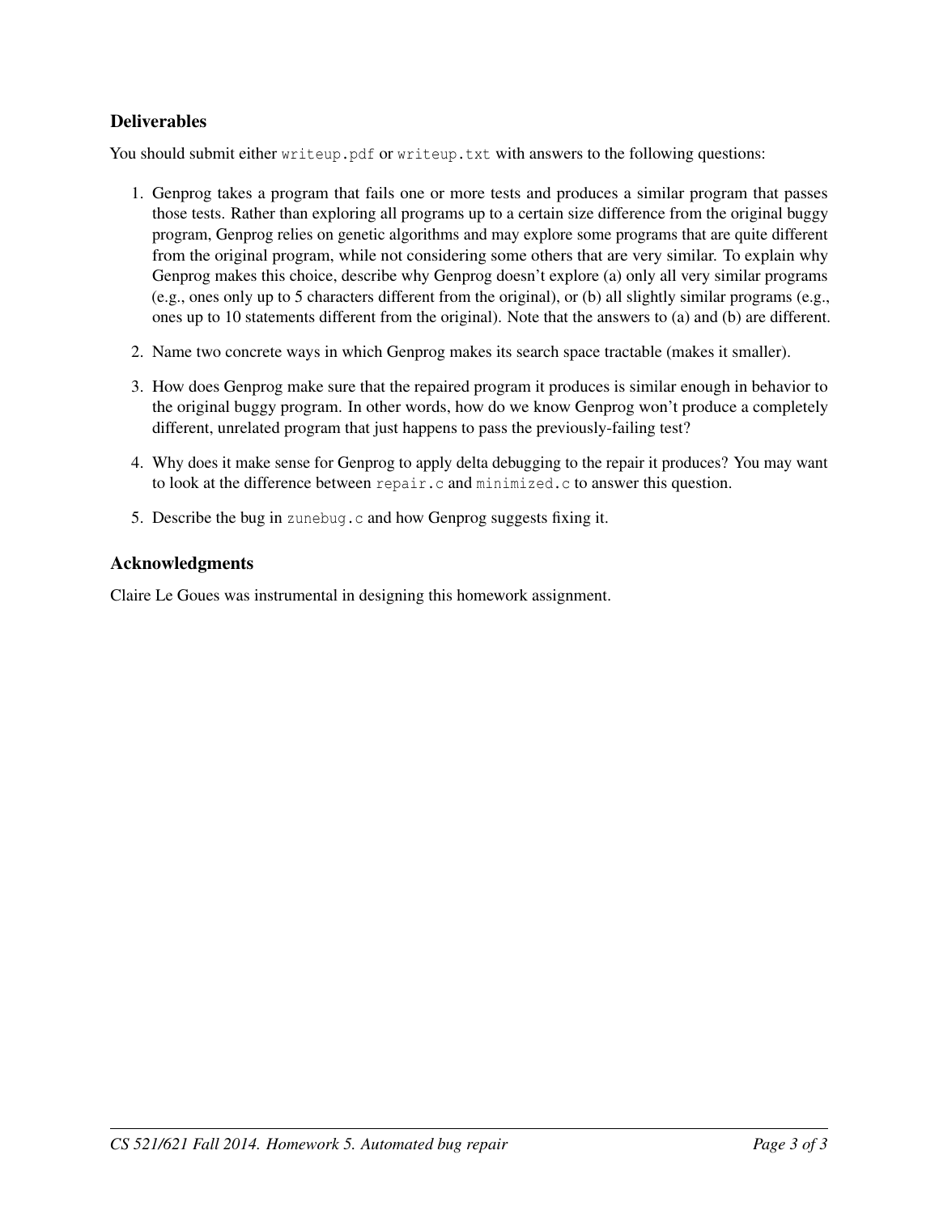## Deliverables

You should submit either `writeup.pdf` or `writeup.txt` with answers to the following questions:

1. Genprog takes a program that fails one or more tests and produces a similar program that passes those tests. Rather than exploring all programs up to a certain size difference from the original buggy program, Genprog relies on genetic algorithms and may explore some programs that are quite different from the original program, while not considering some others that are very similar. To explain why Genprog makes this choice, describe why Genprog doesn't explore (a) only all very similar programs (e.g., ones only up to 5 characters different from the original), or (b) all slightly similar programs (e.g., ones up to 10 statements different from the original). Note that the answers to (a) and (b) are different.
2. Name two concrete ways in which Genprog makes its search space tractable (makes it smaller).
3. How does Genprog make sure that the repaired program it produces is similar enough in behavior to the original buggy program. In other words, how do we know Genprog won't produce a completely different, unrelated program that just happens to pass the previously-failing test?
4. Why does it make sense for Genprog to apply delta debugging to the repair it produces? You may want to look at the difference between `repair.c` and `minimized.c` to answer this question.
5. Describe the bug in `zunebug.c` and how Genprog suggests fixing it.

## Acknowledgments

Claire Le Goues was instrumental in designing this homework assignment.